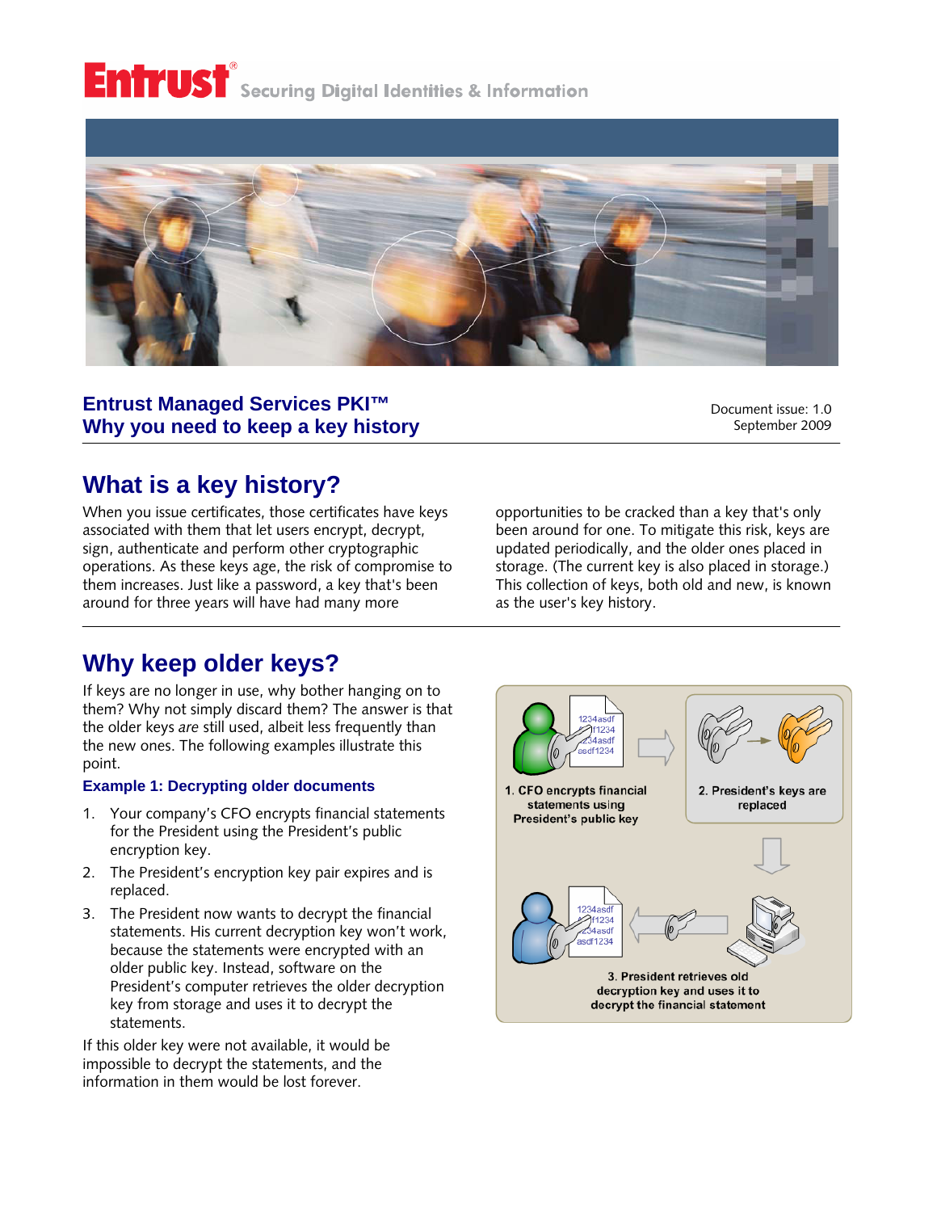Entrust® Securing Digital Identities & Information

## Entrust Managed Services PKI™
## Why you need to keep a key history

Document issue: 1.0
September 2009

# What is a key history?

When you issue certificates, those certificates have keys associated with them that let users encrypt, decrypt, sign, authenticate and perform other cryptographic operations. As these keys age, the risk of compromise to them increases. Just like a password, a key that's been around for three years will have had many more opportunities to be cracked than a key that's only been around for one. To mitigate this risk, keys are updated periodically, and the older ones placed in storage. (The current key is also placed in storage.) This collection of keys, both old and new, is known as the user's key history.

# Why keep older keys?

If keys are no longer in use, why bother hanging on to them? Why not simply discard them? The answer is that the older keys *are* still used, albeit less frequently than the new ones. The following examples illustrate this point.

### Example 1: Decrypting older documents

1. Your company's CFO encrypts financial statements for the President using the President's public encryption key.
2. The President's encryption key pair expires and is replaced.
3. The President now wants to decrypt the financial statements. His current decryption key won't work, because the statements were encrypted with an older public key. Instead, software on the President's computer retrieves the older decryption key from storage and uses it to decrypt the statements.

If this older key were not available, it would be impossible to decrypt the statements, and the information in them would be lost forever.

1. CFO encrypts financial statements using President's public key

2. President's keys are replaced

3. President retrieves old decryption key and uses it to decrypt the financial statement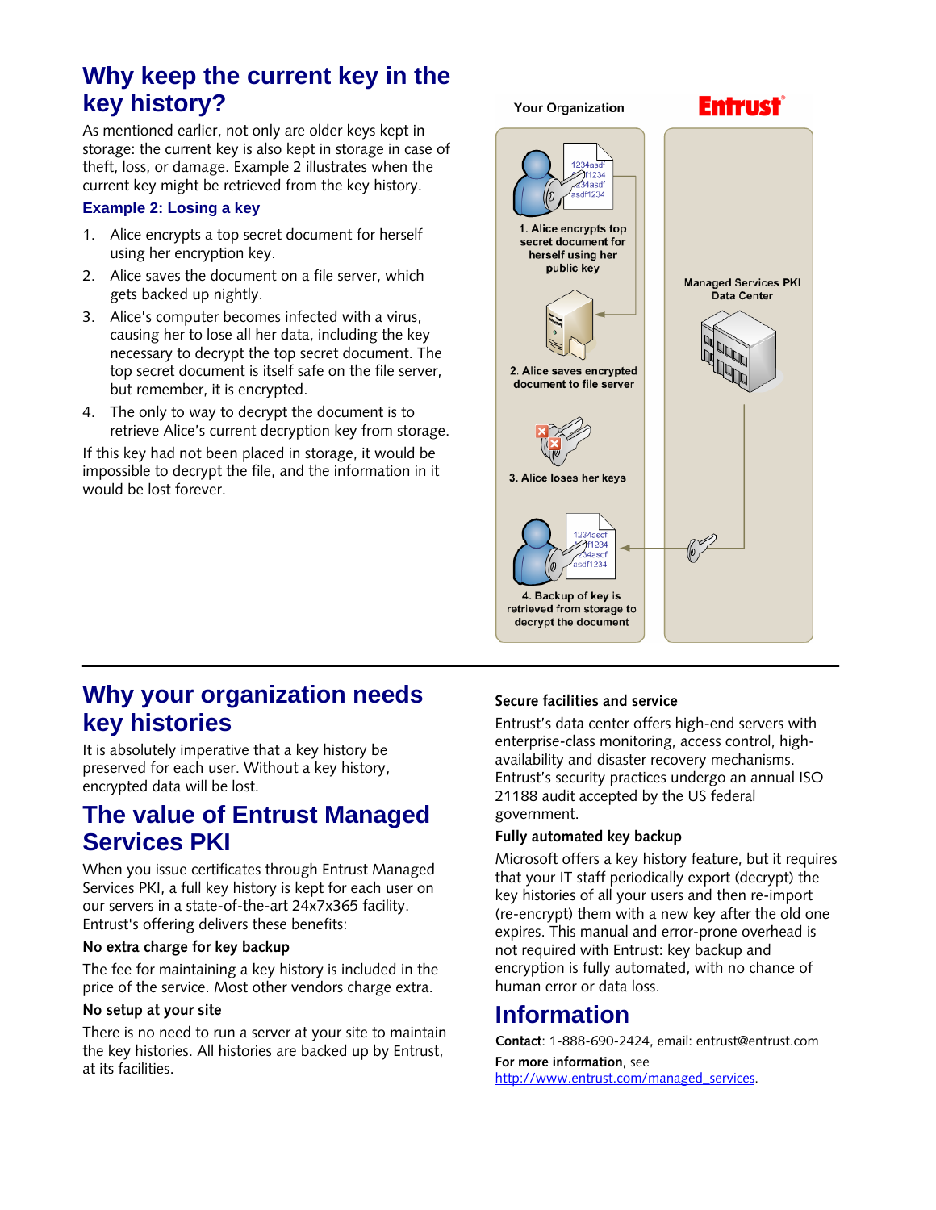## Why keep the current key in the key history?

As mentioned earlier, not only are older keys kept in storage: the current key is also kept in storage in case of theft, loss, or damage. Example 2 illustrates when the current key might be retrieved from the key history.

### Example 2: Losing a key

1. Alice encrypts a top secret document for herself using her encryption key.
2. Alice saves the document on a file server, which gets backed up nightly.
3. Alice's computer becomes infected with a virus, causing her to lose all her data, including the key necessary to decrypt the top secret document. The top secret document is itself safe on the file server, but remember, it is encrypted.
4. The only to way to decrypt the document is to retrieve Alice's current decryption key from storage.

If this key had not been placed in storage, it would be impossible to decrypt the file, and the information in it would be lost forever.

Your Organization

Entrust

1. Alice encrypts top secret document for herself using her public key

2. Alice saves encrypted document to file server

3. Alice loses her keys

4. Backup of key is retrieved from storage to decrypt the document

Managed Services PKI Data Center

---

## Why your organization needs key histories

It is absolutely imperative that a key history be preserved for each user. Without a key history, encrypted data will be lost.

## The value of Entrust Managed Services PKI

When you issue certificates through Entrust Managed Services PKI, a full key history is kept for each user on our servers in a state-of-the-art 24x7x365 facility. Entrust's offering delivers these benefits:

**No extra charge for key backup**

The fee for maintaining a key history is included in the price of the service. Most other vendors charge extra.

**No setup at your site**

There is no need to run a server at your site to maintain the key histories. All histories are backed up by Entrust, at its facilities.

**Secure facilities and service**

Entrust's data center offers high-end servers with enterprise-class monitoring, access control, high-availability and disaster recovery mechanisms. Entrust's security practices undergo an annual ISO 21188 audit accepted by the US federal government.

**Fully automated key backup**

Microsoft offers a key history feature, but it requires that your IT staff periodically export (decrypt) the key histories of all your users and then re-import (re-encrypt) them with a new key after the old one expires. This manual and error-prone overhead is not required with Entrust: key backup and encryption is fully automated, with no chance of human error or data loss.

## Information

**Contact**: 1-888-690-2424, email: entrust@entrust.com

**For more information**, see http://www.entrust.com/managed_services.